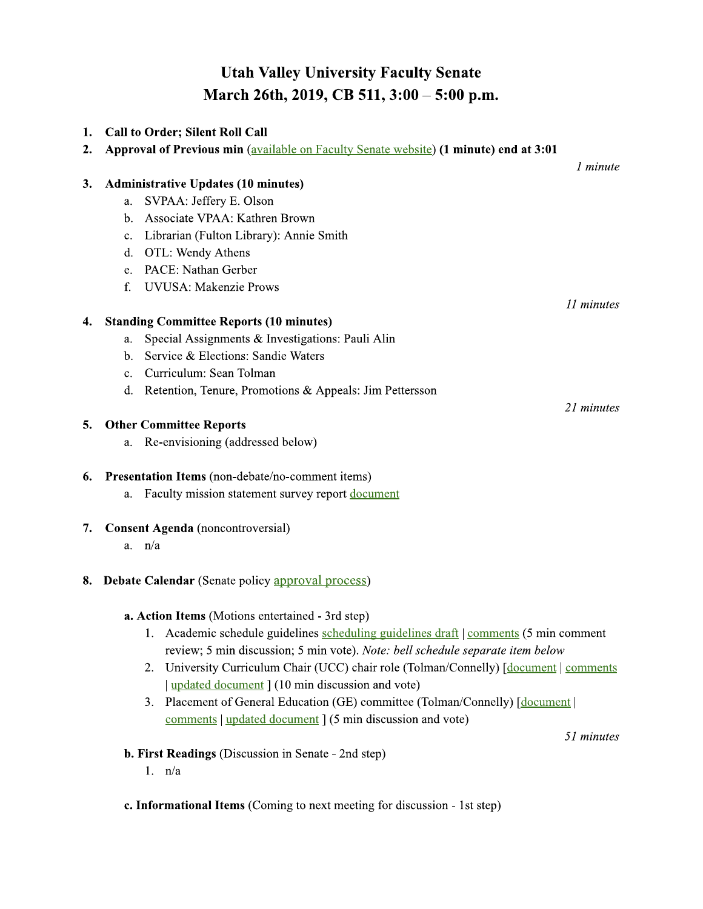# Utah Valley University Faculty Senate
## March 26th, 2019, CB 511, 3:00 – 5:00 p.m.

1. **Call to Order; Silent Roll Call**
2. **Approval of Previous min** (available on Faculty Senate website) **(1 minute) end at 3:01**

*1 minute*

3. **Administrative Updates (10 minutes)**
   a. SVPAA: Jeffery E. Olson
   b. Associate VPAA: Kathren Brown
   c. Librarian (Fulton Library): Annie Smith
   d. OTL: Wendy Athens
   e. PACE: Nathan Gerber
   f. UVUSA: Makenzie Prows

*11 minutes*

4. **Standing Committee Reports (10 minutes)**
   a. Special Assignments & Investigations: Pauli Alin
   b. Service & Elections: Sandie Waters
   c. Curriculum: Sean Tolman
   d. Retention, Tenure, Promotions & Appeals: Jim Pettersson

*21 minutes*

5. **Other Committee Reports**
   a. Re-envisioning (addressed below)

6. **Presentation Items** (non-debate/no-comment items)
   a. Faculty mission statement survey report document

7. **Consent Agenda** (noncontroversial)
   a. n/a

8. **Debate Calendar** (Senate policy approval process)

   **a. Action Items** (Motions entertained - 3rd step)
   1. Academic schedule guidelines scheduling guidelines draft | comments (5 min comment review; 5 min discussion; 5 min vote). *Note: bell schedule separate item below*
   2. University Curriculum Chair (UCC) chair role (Tolman/Connelly) [document | comments | updated document ] (10 min discussion and vote)
   3. Placement of General Education (GE) committee (Tolman/Connelly) [document | comments | updated document ] (5 min discussion and vote)

*51 minutes*

   **b. First Readings** (Discussion in Senate - 2nd step)
   1. n/a

   **c. Informational Items** (Coming to next meeting for discussion - 1st step)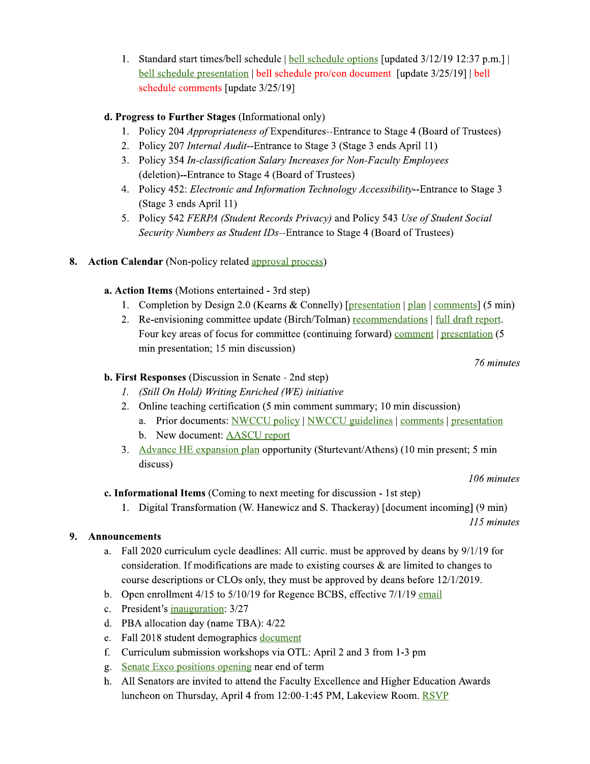1. Standard start times/bell schedule | bell schedule options [updated 3/12/19 12:37 p.m.] | bell schedule presentation | bell schedule pro/con document [update 3/25/19] | bell schedule comments [update 3/25/19]

**d. Progress to Further Stages** (Informational only)

1. Policy 204 *Appropriateness of* Expenditures--Entrance to Stage 4 (Board of Trustees)
2. Policy 207 *Internal Audit*--Entrance to Stage 3 (Stage 3 ends April 11)
3. Policy 354 *In-classification Salary Increases for Non-Faculty Employees* (deletion)--Entrance to Stage 4 (Board of Trustees)
4. Policy 452: *Electronic and Information Technology Accessibility*--Entrance to Stage 3 (Stage 3 ends April 11)
5. Policy 542 *FERPA (Student Records Privacy)* and Policy 543 *Use of Student Social Security Numbers as Student IDs*--Entrance to Stage 4 (Board of Trustees)

8. **Action Calendar** (Non-policy related approval process)

**a. Action Items** (Motions entertained - 3rd step)

1. Completion by Design 2.0 (Kearns & Connelly) [presentation | plan | comments] (5 min)
2. Re-envisioning committee update (Birch/Tolman) recommendations | full draft report. Four key areas of focus for committee (continuing forward) comment | presentation (5 min presentation; 15 min discussion)

*76 minutes*

**b. First Responses** (Discussion in Senate - 2nd step)

1. *(Still On Hold) Writing Enriched (WE) initiative*
2. Online teaching certification (5 min comment summary; 10 min discussion)
   a. Prior documents: NWCCU policy | NWCCU guidelines | comments | presentation
   b. New document: AASCU report
3. Advance HE expansion plan opportunity (Sturtevant/Athens) (10 min present; 5 min discuss)

*106 minutes*

**c. Informational Items** (Coming to next meeting for discussion - 1st step)

1. Digital Transformation (W. Hanewicz and S. Thackeray) [document incoming] (9 min)

*115 minutes*

9. **Announcements**

a. Fall 2020 curriculum cycle deadlines: All curric. must be approved by deans by 9/1/19 for consideration. If modifications are made to existing courses & are limited to changes to course descriptions or CLOs only, they must be approved by deans before 12/1/2019.
b. Open enrollment 4/15 to 5/10/19 for Regence BCBS, effective 7/1/19 email
c. President's inauguration: 3/27
d. PBA allocation day (name TBA): 4/22
e. Fall 2018 student demographics document
f. Curriculum submission workshops via OTL: April 2 and 3 from 1-3 pm
g. Senate Exco positions opening near end of term
h. All Senators are invited to attend the Faculty Excellence and Higher Education Awards luncheon on Thursday, April 4 from 12:00-1:45 PM, Lakeview Room. RSVP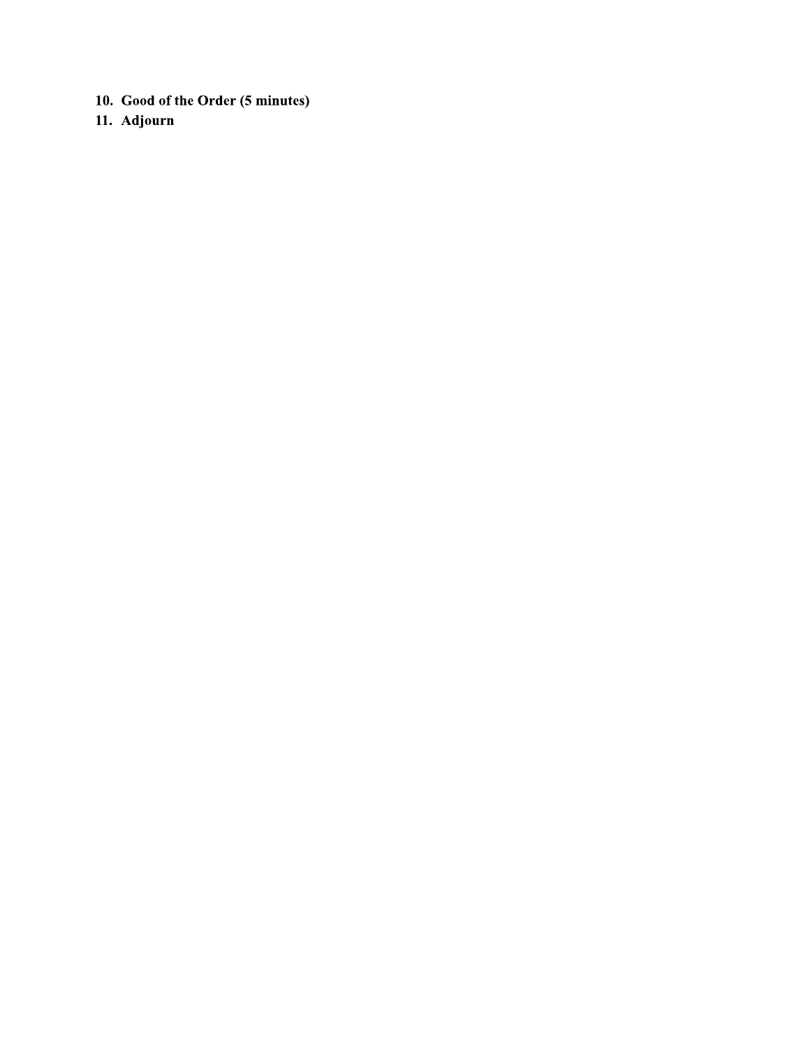10. **Good of the Order (5 minutes)**
11. **Adjourn**